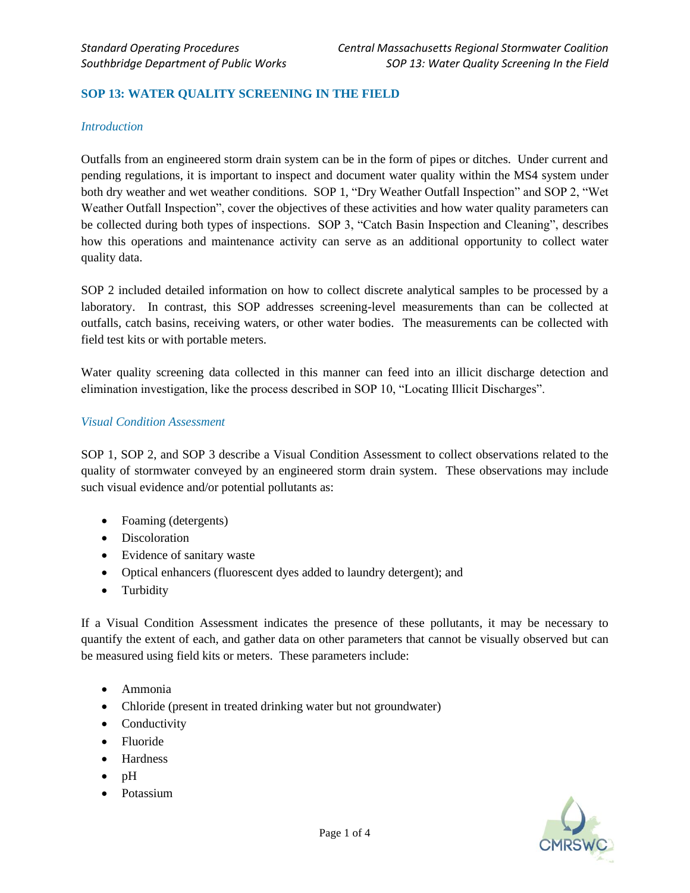# SOP 13: WATER QUALITY SCREENING IN THE FIELD

## *Introduction*

Outfalls from an engineered storm drain system can be in the form of pipes or ditches. Under current and pending regulations, it is important to inspect and document water quality within the MS4 system under both dry weather and wet weather conditions. SOP 1, "Dry Weather Outfall Inspection" and SOP 2, "Wet Weather Outfall Inspection", cover the objectives of these activities and how water quality parameters can be collected during both types of inspections. SOP 3, "Catch Basin Inspection and Cleaning", describes how this operations and maintenance activity can serve as an additional opportunity to collect water quality data.

SOP 2 included detailed information on how to collect discrete analytical samples to be processed by a laboratory. In contrast, this SOP addresses screening-level measurements than can be collected at outfalls, catch basins, receiving waters, or other water bodies. The measurements can be collected with field test kits or with portable meters.

Water quality screening data collected in this manner can feed into an illicit discharge detection and elimination investigation, like the process described in SOP 10, "Locating Illicit Discharges".

## *Visual Condition Assessment*

SOP 1, SOP 2, and SOP 3 describe a Visual Condition Assessment to collect observations related to the quality of stormwater conveyed by an engineered storm drain system. These observations may include such visual evidence and/or potential pollutants as:

- Foaming (detergents)
- Discoloration
- Evidence of sanitary waste
- Optical enhancers (fluorescent dyes added to laundry detergent); and
- Turbidity

If a Visual Condition Assessment indicates the presence of these pollutants, it may be necessary to quantify the extent of each, and gather data on other parameters that cannot be visually observed but can be measured using field kits or meters. These parameters include:

- Ammonia
- Chloride (present in treated drinking water but not groundwater)
- Conductivity
- Fluoride
- Hardness
- pH
- Potassium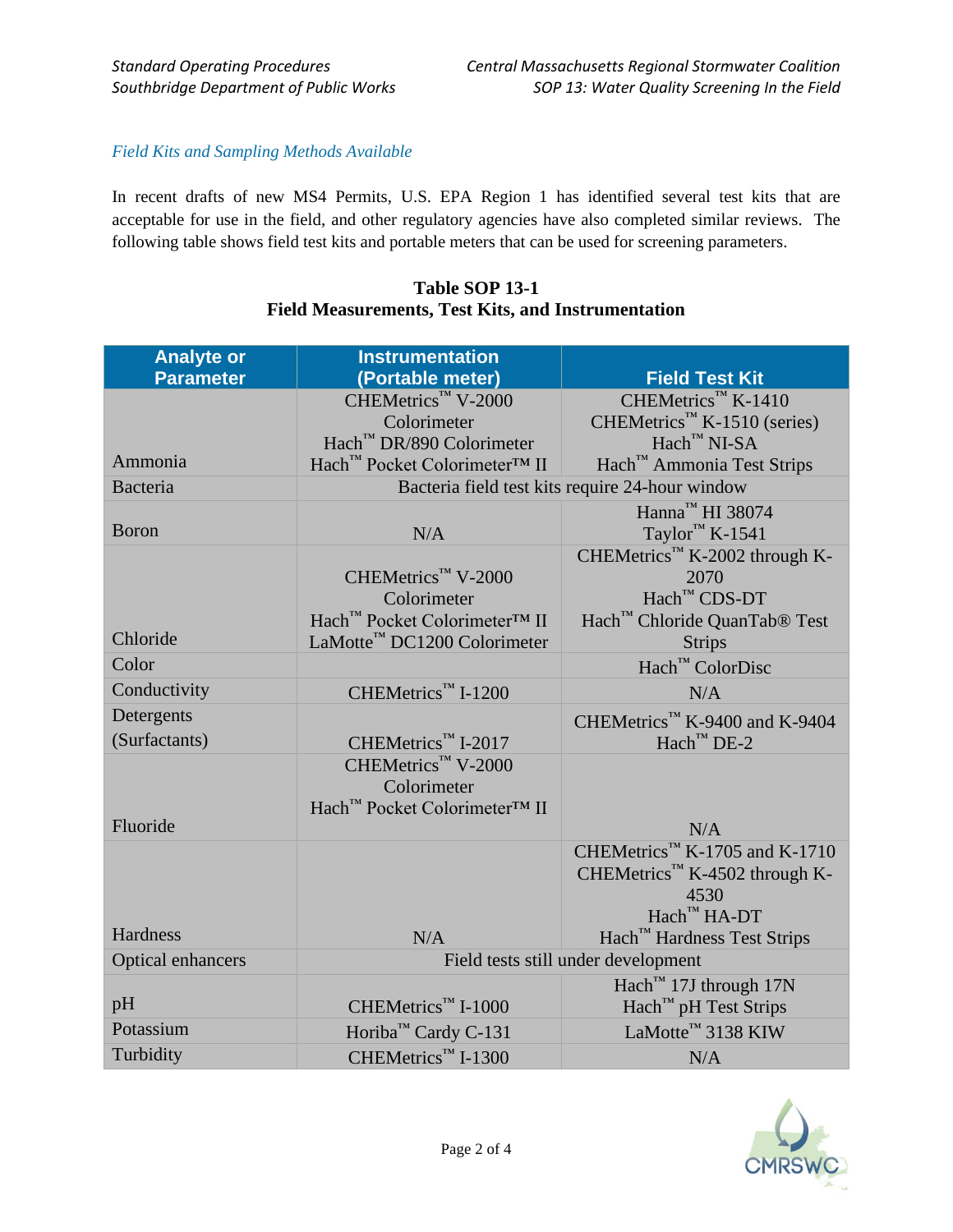*Field Kits and Sampling Methods Available*

In recent drafts of new MS4 Permits, U.S. EPA Region 1 has identified several test kits that are acceptable for use in the field, and other regulatory agencies have also completed similar reviews. The following table shows field test kits and portable meters that can be used for screening parameters.

**Table SOP 13-1**
**Field Measurements, Test Kits, and Instrumentation**

| Analyte or Parameter | Instrumentation (Portable meter) | Field Test Kit |
|---|---|---|
| Ammonia | CHEMetrics™ V-2000 Colorimeter<br>Hach™ DR/890 Colorimeter<br>Hach™ Pocket Colorimeter™ II | CHEMetrics™ K-1410<br>CHEMetrics™ K-1510 (series)<br>Hach™ NI-SA<br>Hach™ Ammonia Test Strips |
| Bacteria | Bacteria field test kits require 24-hour window | |
| Boron | N/A | Hanna™ HI 38074<br>Taylor™ K-1541 |
| Chloride | CHEMetrics™ V-2000 Colorimeter<br>Hach™ Pocket Colorimeter™ II<br>LaMotte™ DC1200 Colorimeter | CHEMetrics™ K-2002 through K-2070<br>Hach™ CDS-DT<br>Hach™ Chloride QuanTab® Test Strips |
| Color | | Hach™ ColorDisc |
| Conductivity | CHEMetrics™ I-1200 | N/A |
| Detergents (Surfactants) | CHEMetrics™ I-2017 | CHEMetrics™ K-9400 and K-9404<br>Hach™ DE-2 |
| Fluoride | CHEMetrics™ V-2000 Colorimeter<br>Hach™ Pocket Colorimeter™ II | N/A |
| Hardness | N/A | CHEMetrics™ K-1705 and K-1710<br>CHEMetrics™ K-4502 through K-4530<br>Hach™ HA-DT<br>Hach™ Hardness Test Strips |
| Optical enhancers | Field tests still under development | |
| pH | CHEMetrics™ I-1000 | Hach™ 17J through 17N<br>Hach™ pH Test Strips |
| Potassium | Horiba™ Cardy C-131 | LaMotte™ 3138 KIW |
| Turbidity | CHEMetrics™ I-1300 | N/A |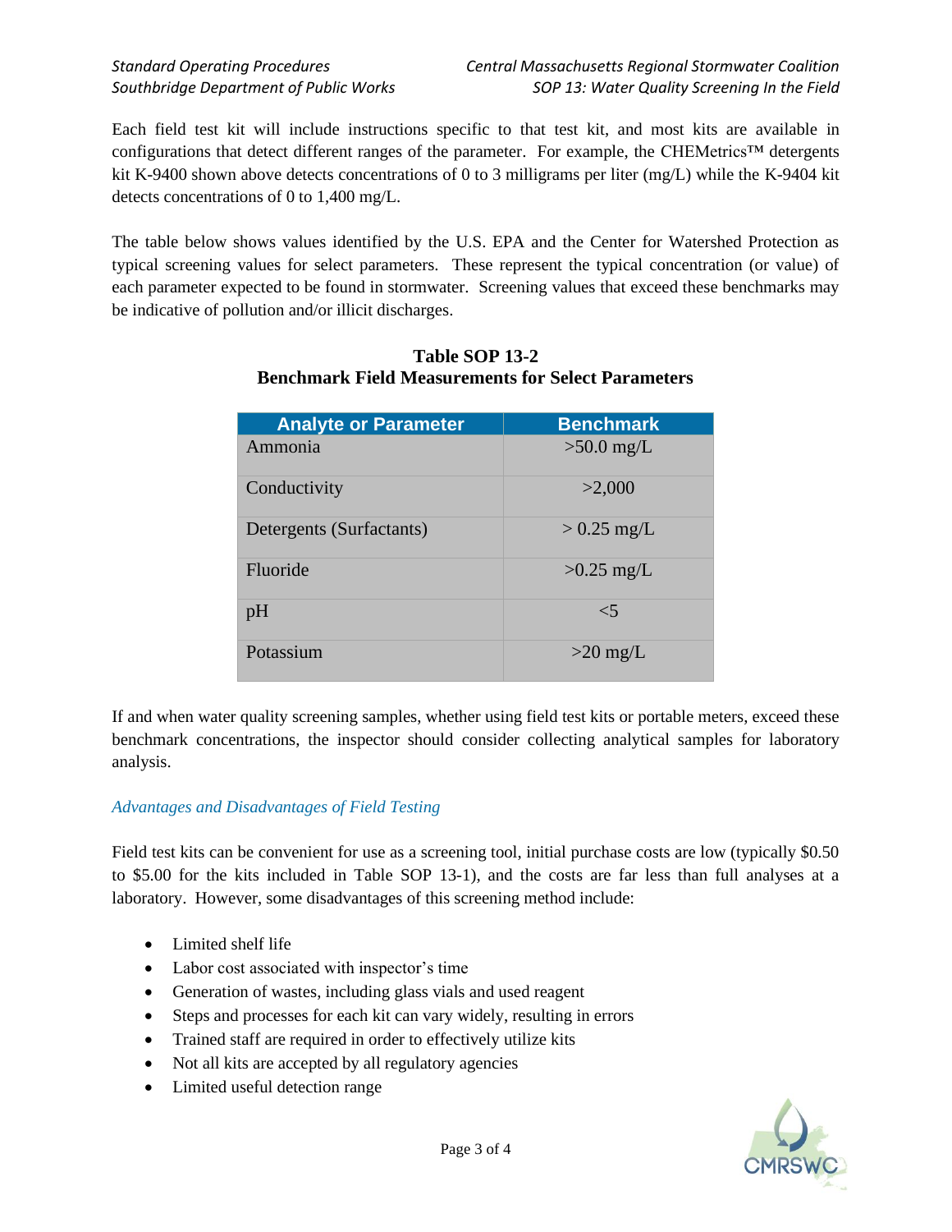Each field test kit will include instructions specific to that test kit, and most kits are available in configurations that detect different ranges of the parameter. For example, the CHEMetrics™ detergents kit K-9400 shown above detects concentrations of 0 to 3 milligrams per liter (mg/L) while the K-9404 kit detects concentrations of 0 to 1,400 mg/L.

The table below shows values identified by the U.S. EPA and the Center for Watershed Protection as typical screening values for select parameters. These represent the typical concentration (or value) of each parameter expected to be found in stormwater. Screening values that exceed these benchmarks may be indicative of pollution and/or illicit discharges.

**Table SOP 13-2**
**Benchmark Field Measurements for Select Parameters**

| Analyte or Parameter | Benchmark |
|---|---|
| Ammonia | >50.0 mg/L |
| Conductivity | >2,000 |
| Detergents (Surfactants) | > 0.25 mg/L |
| Fluoride | >0.25 mg/L |
| pH | <5 |
| Potassium | >20 mg/L |

If and when water quality screening samples, whether using field test kits or portable meters, exceed these benchmark concentrations, the inspector should consider collecting analytical samples for laboratory analysis.

### *Advantages and Disadvantages of Field Testing*

Field test kits can be convenient for use as a screening tool, initial purchase costs are low (typically $0.50 to $5.00 for the kits included in Table SOP 13-1), and the costs are far less than full analyses at a laboratory. However, some disadvantages of this screening method include:

- Limited shelf life
- Labor cost associated with inspector's time
- Generation of wastes, including glass vials and used reagent
- Steps and processes for each kit can vary widely, resulting in errors
- Trained staff are required in order to effectively utilize kits
- Not all kits are accepted by all regulatory agencies
- Limited useful detection range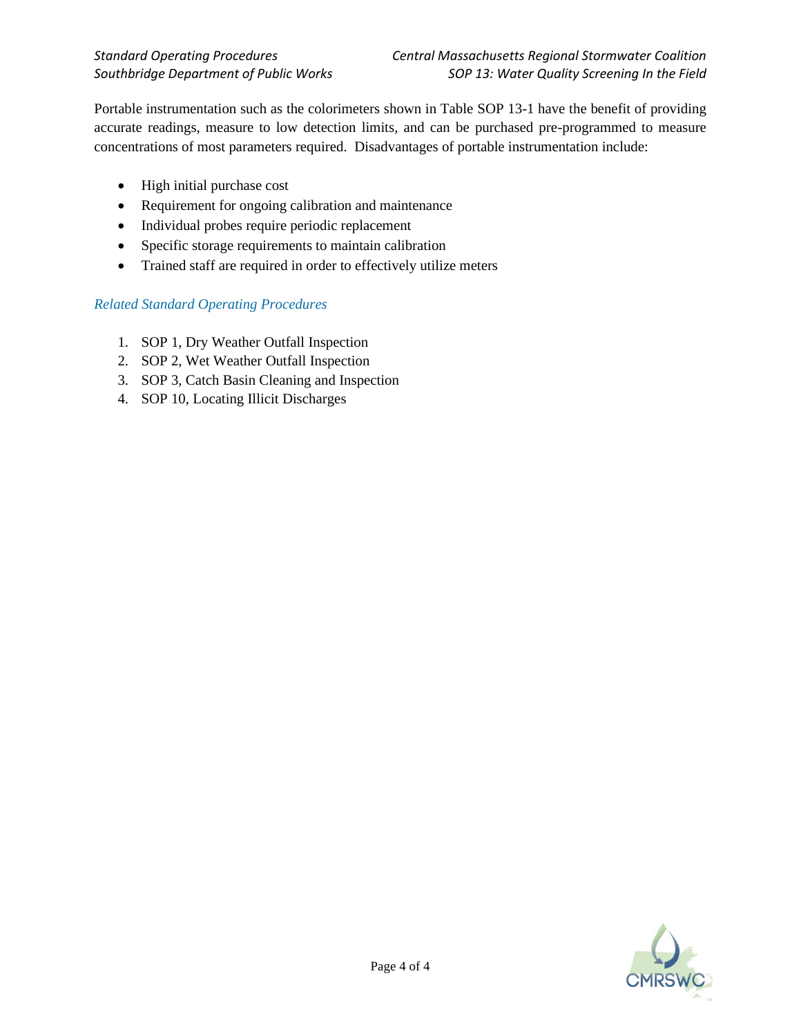Portable instrumentation such as the colorimeters shown in Table SOP 13-1 have the benefit of providing accurate readings, measure to low detection limits, and can be purchased pre-programmed to measure concentrations of most parameters required. Disadvantages of portable instrumentation include:

- High initial purchase cost
- Requirement for ongoing calibration and maintenance
- Individual probes require periodic replacement
- Specific storage requirements to maintain calibration
- Trained staff are required in order to effectively utilize meters

### *Related Standard Operating Procedures*

1. SOP 1, Dry Weather Outfall Inspection
2. SOP 2, Wet Weather Outfall Inspection
3. SOP 3, Catch Basin Cleaning and Inspection
4. SOP 10, Locating Illicit Discharges